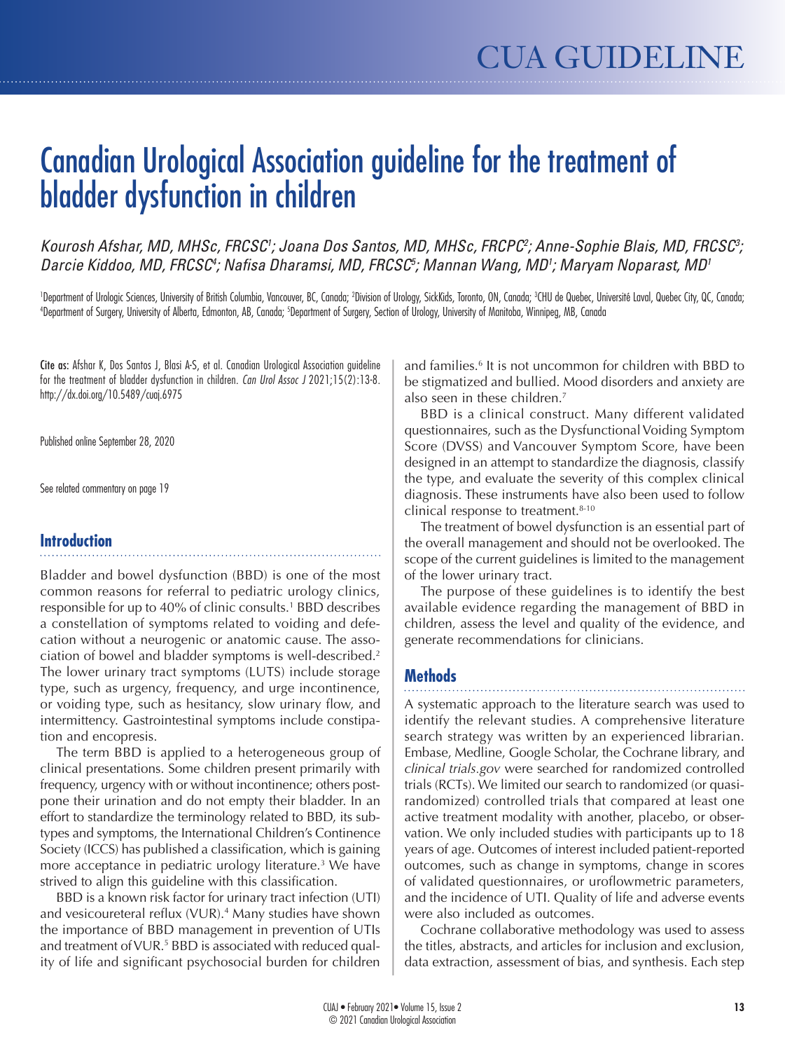# Canadian Urological Association guideline for the treatment of bladder dysfunction in children

*Kourosh Afshar, MD, MHSc, FRCSC[1]; Joana Dos Santos, MD, MHSc, FRCPC[2]; Anne-Sophie Blais, MD, FRCSC[3]; Darcie Kiddoo, MD, FRCSC[4]; Nafisa Dharamsi, MD, FRCSC[5]; Mannan Wang, MD[1]; Maryam Noparast, MD[1]*

[1]Department of Urologic Sciences, University of British Columbia, Vancouver, BC, Canada; [2]Division of Urology, SickKids, Toronto, ON, Canada; [3]CHU de Quebec, Université Laval, Quebec City, QC, Canada; [4]Department of Surgery, University of Alberta, Edmonton, AB, Canada; [5]Department of Surgery, Section of Urology, University of Manitoba, Winnipeg, MB, Canada

**Cite as:** Afshar K, Dos Santos J, Blasi A-S, et al. Canadian Urological Association guideline for the treatment of bladder dysfunction in children. *Can Urol Assoc J* 2021;15(2):13-8. http://dx.doi.org/10.5489/cuaj.6975

Published online September 28, 2020

See related commentary on page 19

## Introduction

Bladder and bowel dysfunction (BBD) is one of the most common reasons for referral to pediatric urology clinics, responsible for up to 40% of clinic consults.[1] BBD describes a constellation of symptoms related to voiding and defecation without a neurogenic or anatomic cause. The association of bowel and bladder symptoms is well-described.[2] The lower urinary tract symptoms (LUTS) include storage type, such as urgency, frequency, and urge incontinence, or voiding type, such as hesitancy, slow urinary flow, and intermittency. Gastrointestinal symptoms include constipation and encopresis.

The term BBD is applied to a heterogeneous group of clinical presentations. Some children present primarily with frequency, urgency with or without incontinence; others postpone their urination and do not empty their bladder. In an effort to standardize the terminology related to BBD, its subtypes and symptoms, the International Children's Continence Society (ICCS) has published a classification, which is gaining more acceptance in pediatric urology literature.[3] We have strived to align this guideline with this classification.

BBD is a known risk factor for urinary tract infection (UTI) and vesicoureteral reflux (VUR).[4] Many studies have shown the importance of BBD management in prevention of UTIs and treatment of VUR.[5] BBD is associated with reduced quality of life and significant psychosocial burden for children and families.[6] It is not uncommon for children with BBD to be stigmatized and bullied. Mood disorders and anxiety are also seen in these children.[7]

BBD is a clinical construct. Many different validated questionnaires, such as the Dysfunctional Voiding Symptom Score (DVSS) and Vancouver Symptom Score, have been designed in an attempt to standardize the diagnosis, classify the type, and evaluate the severity of this complex clinical diagnosis. These instruments have also been used to follow clinical response to treatment.[8-10]

The treatment of bowel dysfunction is an essential part of the overall management and should not be overlooked. The scope of the current guidelines is limited to the management of the lower urinary tract.

The purpose of these guidelines is to identify the best available evidence regarding the management of BBD in children, assess the level and quality of the evidence, and generate recommendations for clinicians.

## Methods

A systematic approach to the literature search was used to identify the relevant studies. A comprehensive literature search strategy was written by an experienced librarian. Embase, Medline, Google Scholar, the Cochrane library, and *clinical trials.gov* were searched for randomized controlled trials (RCTs). We limited our search to randomized (or quasi-randomized) controlled trials that compared at least one active treatment modality with another, placebo, or observation. We only included studies with participants up to 18 years of age. Outcomes of interest included patient-reported outcomes, such as change in symptoms, change in scores of validated questionnaires, or uroflowmetric parameters, and the incidence of UTI. Quality of life and adverse events were also included as outcomes.

Cochrane collaborative methodology was used to assess the titles, abstracts, and articles for inclusion and exclusion, data extraction, assessment of bias, and synthesis. Each step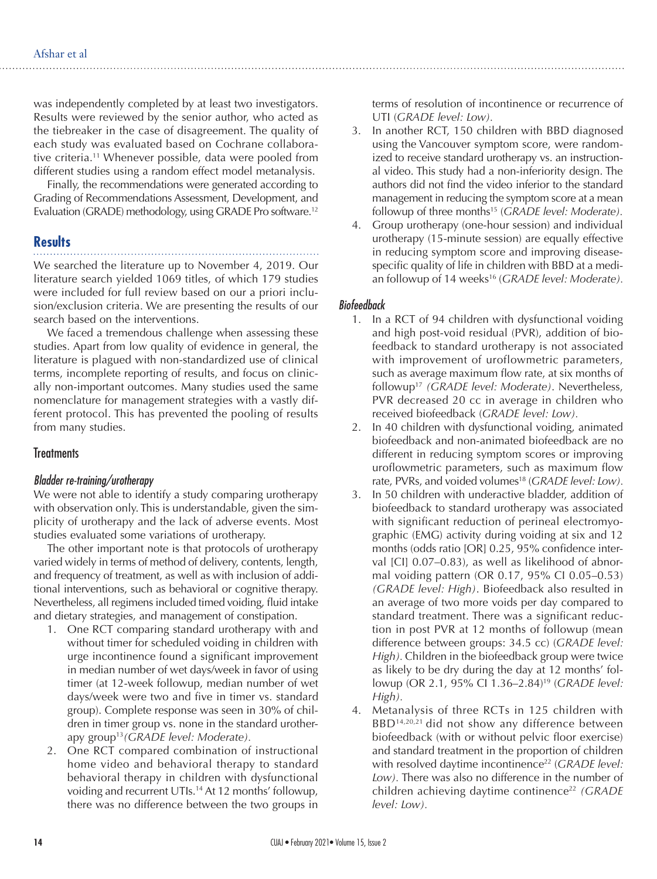was independently completed by at least two investigators. Results were reviewed by the senior author, who acted as the tiebreaker in the case of disagreement. The quality of each study was evaluated based on Cochrane collaborative criteria.[11] Whenever possible, data were pooled from different studies using a random effect model metanalysis.

Finally, the recommendations were generated according to Grading of Recommendations Assessment, Development, and Evaluation (GRADE) methodology, using GRADE Pro software.[12]

## Results

We searched the literature up to November 4, 2019. Our literature search yielded 1069 titles, of which 179 studies were included for full review based on our a priori inclusion/exclusion criteria. We are presenting the results of our search based on the interventions.

We faced a tremendous challenge when assessing these studies. Apart from low quality of evidence in general, the literature is plagued with non-standardized use of clinical terms, incomplete reporting of results, and focus on clinically non-important outcomes. Many studies used the same nomenclature for management strategies with a vastly different protocol. This has prevented the pooling of results from many studies.

### Treatments

#### *Bladder re-training/urotherapy*

We were not able to identify a study comparing urotherapy with observation only. This is understandable, given the simplicity of urotherapy and the lack of adverse events. Most studies evaluated some variations of urotherapy.

The other important note is that protocols of urotherapy varied widely in terms of method of delivery, contents, length, and frequency of treatment, as well as with inclusion of additional interventions, such as behavioral or cognitive therapy. Nevertheless, all regimens included timed voiding, fluid intake and dietary strategies, and management of constipation.

1. One RCT comparing standard urotherapy with and without timer for scheduled voiding in children with urge incontinence found a significant improvement in median number of wet days/week in favor of using timer (at 12-week followup, median number of wet days/week were two and five in timer vs. standard group). Complete response was seen in 30% of children in timer group vs. none in the standard urotherapy group[13] *(GRADE level: Moderate).*
2. One RCT compared combination of instructional home video and behavioral therapy to standard behavioral therapy in children with dysfunctional voiding and recurrent UTIs.[14] At 12 months' followup, there was no difference between the two groups in terms of resolution of incontinence or recurrence of UTI (*GRADE level: Low).*
3. In another RCT, 150 children with BBD diagnosed using the Vancouver symptom score, were randomized to receive standard urotherapy vs. an instructional video. This study had a non-inferiority design. The authors did not find the video inferior to the standard management in reducing the symptom score at a mean followup of three months[15] (*GRADE level: Moderate).*
4. Group urotherapy (one-hour session) and individual urotherapy (15-minute session) are equally effective in reducing symptom score and improving disease-specific quality of life in children with BBD at a median followup of 14 weeks[16] (*GRADE level: Moderate).*

#### *Biofeedback*

1. In a RCT of 94 children with dysfunctional voiding and high post-void residual (PVR), addition of biofeedback to standard urotherapy is not associated with improvement of uroflowmetric parameters, such as average maximum flow rate, at six months of followup[17] *(GRADE level: Moderate)*. Nevertheless, PVR decreased 20 cc in average in children who received biofeedback (*GRADE level: Low).*
2. In 40 children with dysfunctional voiding, animated biofeedback and non-animated biofeedback are no different in reducing symptom scores or improving uroflowmetric parameters, such as maximum flow rate, PVRs, and voided volumes[18] (*GRADE level: Low).*
3. In 50 children with underactive bladder, addition of biofeedback to standard urotherapy was associated with significant reduction of perineal electromyographic (EMG) activity during voiding at six and 12 months (odds ratio [OR] 0.25, 95% confidence interval [CI] 0.07–0.83), as well as likelihood of abnormal voiding pattern (OR 0.17, 95% CI 0.05–0.53) *(GRADE level: High)*. Biofeedback also resulted in an average of two more voids per day compared to standard treatment. There was a significant reduction in post PVR at 12 months of followup (mean difference between groups: 34.5 cc) (*GRADE level: High).* Children in the biofeedback group were twice as likely to be dry during the day at 12 months' followup (OR 2.1, 95% CI 1.36–2.84)[19] (*GRADE level: High).*
4. Metanalysis of three RCTs in 125 children with BBD[14,20,21] did not show any difference between biofeedback (with or without pelvic floor exercise) and standard treatment in the proportion of children with resolved daytime incontinence[22] (*GRADE level: Low).* There was also no difference in the number of children achieving daytime continence[22] *(GRADE level: Low).*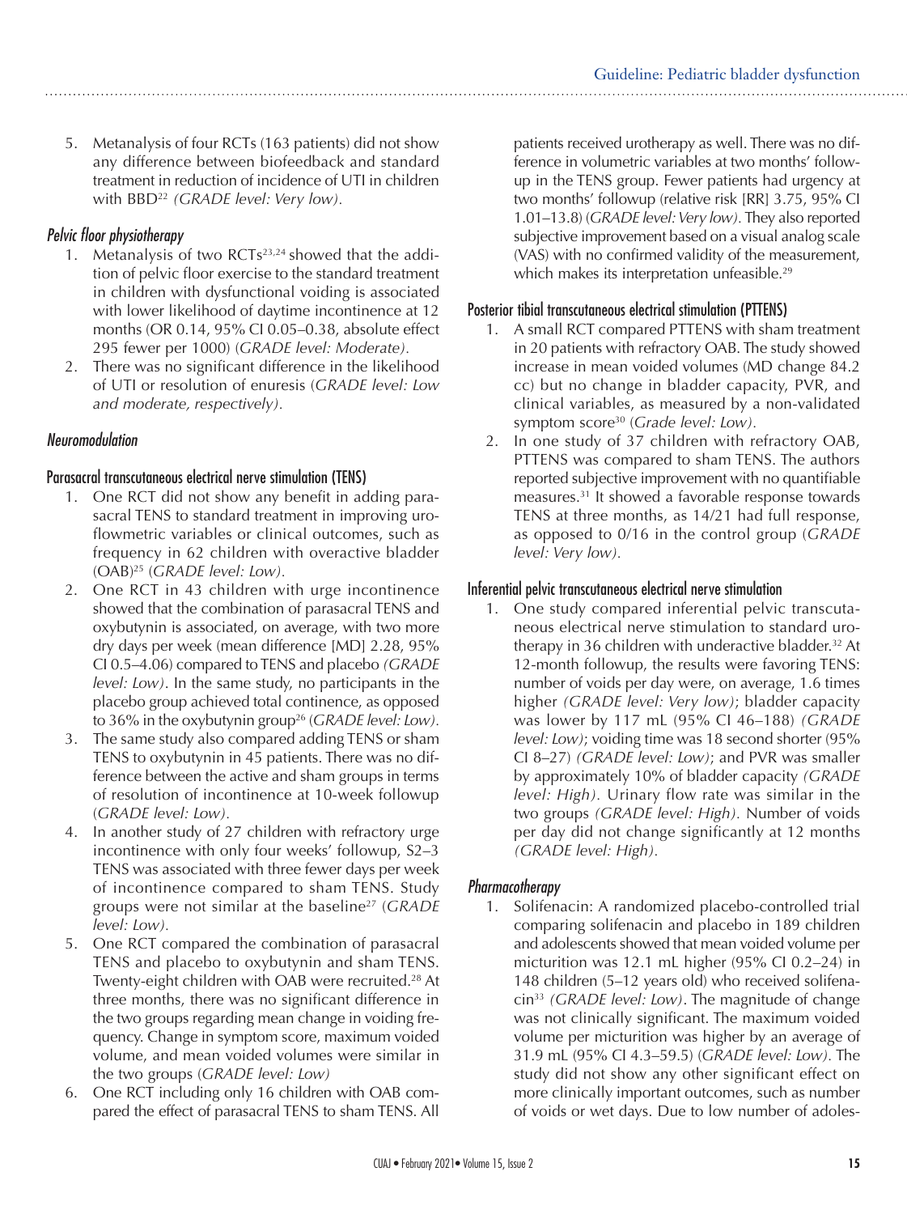5. Metanalysis of four RCTs (163 patients) did not show any difference between biofeedback and standard treatment in reduction of incidence of UTI in children with BBD[22] *(GRADE level: Very low)*.

### *Pelvic floor physiotherapy*

1. Metanalysis of two RCTs[23,24] showed that the addition of pelvic floor exercise to the standard treatment in children with dysfunctional voiding is associated with lower likelihood of daytime incontinence at 12 months (OR 0.14, 95% CI 0.05–0.38, absolute effect 295 fewer per 1000) (*GRADE level: Moderate)*.
2. There was no significant difference in the likelihood of UTI or resolution of enuresis (*GRADE level: Low and moderate, respectively)*.

### *Neuromodulation*

#### Parasacral transcutaneous electrical nerve stimulation (TENS)

1. One RCT did not show any benefit in adding parasacral TENS to standard treatment in improving uroflowmetric variables or clinical outcomes, such as frequency in 62 children with overactive bladder (OAB)[25] (*GRADE level: Low)*.
2. One RCT in 43 children with urge incontinence showed that the combination of parasacral TENS and oxybutynin is associated, on average, with two more dry days per week (mean difference [MD] 2.28, 95% CI 0.5–4.06) compared to TENS and placebo *(GRADE level: Low)*. In the same study, no participants in the placebo group achieved total continence, as opposed to 36% in the oxybutynin group[26] (*GRADE level: Low)*.
3. The same study also compared adding TENS or sham TENS to oxybutynin in 45 patients. There was no difference between the active and sham groups in terms of resolution of incontinence at 10-week followup (*GRADE level: Low)*.
4. In another study of 27 children with refractory urge incontinence with only four weeks' followup, S2–3 TENS was associated with three fewer days per week of incontinence compared to sham TENS. Study groups were not similar at the baseline[27] (*GRADE level: Low)*.
5. One RCT compared the combination of parasacral TENS and placebo to oxybutynin and sham TENS. Twenty-eight children with OAB were recruited.[28] At three months, there was no significant difference in the two groups regarding mean change in voiding frequency. Change in symptom score, maximum voided volume, and mean voided volumes were similar in the two groups (*GRADE level: Low)*
6. One RCT including only 16 children with OAB compared the effect of parasacral TENS to sham TENS. All patients received urotherapy as well. There was no difference in volumetric variables at two months' followup in the TENS group. Fewer patients had urgency at two months' followup (relative risk [RR] 3.75, 95% CI 1.01–13.8) (*GRADE level: Very low)*. They also reported subjective improvement based on a visual analog scale (VAS) with no confirmed validity of the measurement, which makes its interpretation unfeasible.[29]

#### Posterior tibial transcutaneous electrical stimulation (PTTENS)

1. A small RCT compared PTTENS with sham treatment in 20 patients with refractory OAB. The study showed increase in mean voided volumes (MD change 84.2 cc) but no change in bladder capacity, PVR, and clinical variables, as measured by a non-validated symptom score[30] (*Grade level: Low)*.
2. In one study of 37 children with refractory OAB, PTTENS was compared to sham TENS. The authors reported subjective improvement with no quantifiable measures.[31] It showed a favorable response towards TENS at three months, as 14/21 had full response, as opposed to 0/16 in the control group (*GRADE level: Very low)*.

#### Inferential pelvic transcutaneous electrical nerve stimulation

1. One study compared inferential pelvic transcutaneous electrical nerve stimulation to standard urotherapy in 36 children with underactive bladder.[32] At 12-month followup, the results were favoring TENS: number of voids per day were, on average, 1.6 times higher *(GRADE level: Very low)*; bladder capacity was lower by 117 mL (95% CI 46–188) *(GRADE level: Low)*; voiding time was 18 second shorter (95% CI 8–27) *(GRADE level: Low)*; and PVR was smaller by approximately 10% of bladder capacity *(GRADE level: High)*. Urinary flow rate was similar in the two groups *(GRADE level: High)*. Number of voids per day did not change significantly at 12 months *(GRADE level: High)*.

### *Pharmacotherapy*

1. Solifenacin: A randomized placebo-controlled trial comparing solifenacin and placebo in 189 children and adolescents showed that mean voided volume per micturition was 12.1 mL higher (95% CI 0.2–24) in 148 children (5–12 years old) who received solifenacin[33] *(GRADE level: Low)*. The magnitude of change was not clinically significant. The maximum voided volume per micturition was higher by an average of 31.9 mL (95% CI 4.3–59.5) (*GRADE level: Low)*. The study did not show any other significant effect on more clinically important outcomes, such as number of voids or wet days. Due to low number of adoles-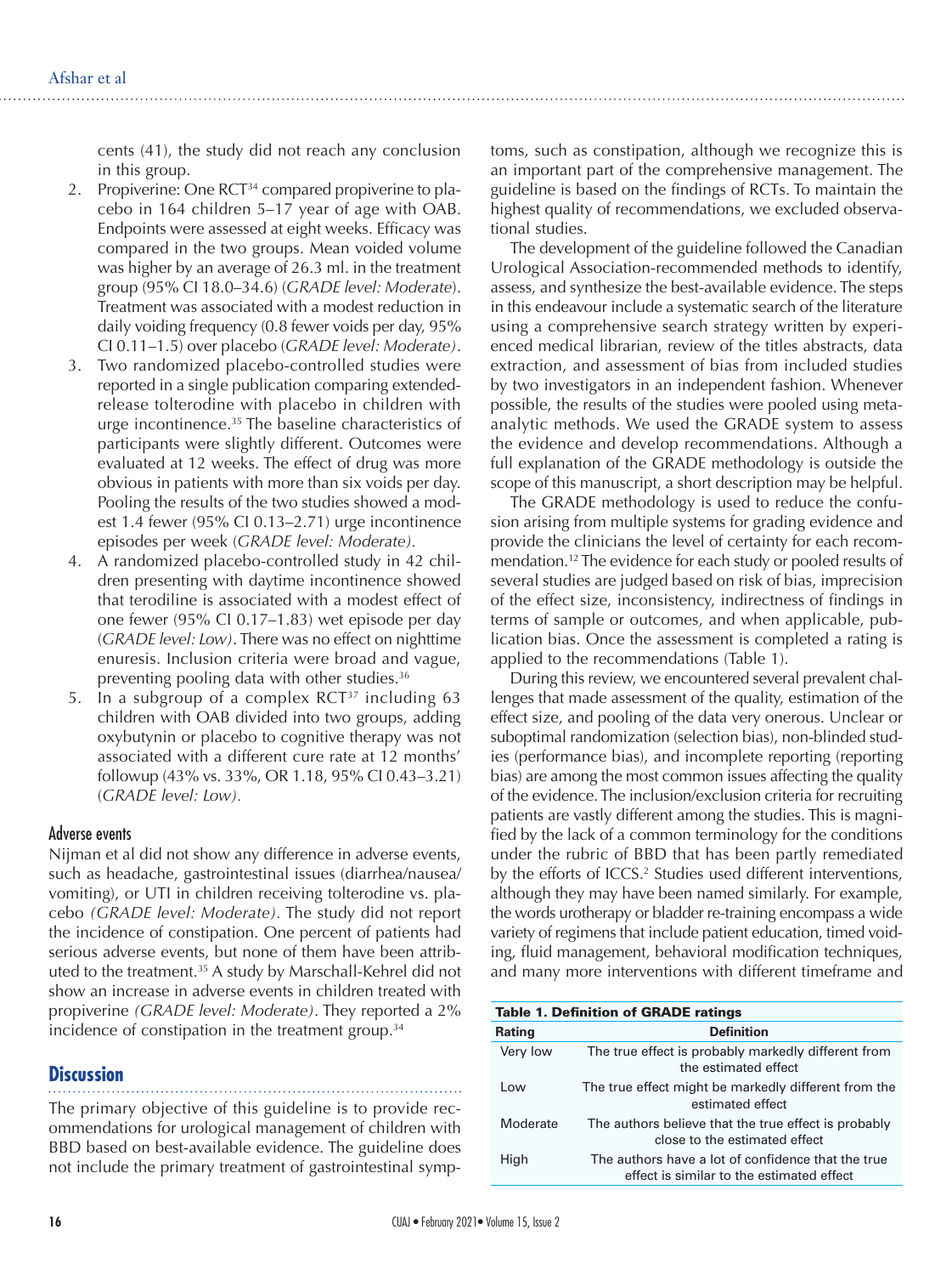cents (41), the study did not reach any conclusion in this group.

2. Propiverine: One RCT[34] compared propiverine to placebo in 164 children 5–17 year of age with OAB. Endpoints were assessed at eight weeks. Efficacy was compared in the two groups. Mean voided volume was higher by an average of 26.3 ml. in the treatment group (95% CI 18.0–34.6) (*GRADE level: Moderate*). Treatment was associated with a modest reduction in daily voiding frequency (0.8 fewer voids per day, 95% CI 0.11–1.5) over placebo (*GRADE level: Moderate)*.
3. Two randomized placebo-controlled studies were reported in a single publication comparing extended-release tolterodine with placebo in children with urge incontinence.[35] The baseline characteristics of participants were slightly different. Outcomes were evaluated at 12 weeks. The effect of drug was more obvious in patients with more than six voids per day. Pooling the results of the two studies showed a modest 1.4 fewer (95% CI 0.13–2.71) urge incontinence episodes per week (*GRADE level: Moderate)*.
4. A randomized placebo-controlled study in 42 children presenting with daytime incontinence showed that terodiline is associated with a modest effect of one fewer (95% CI 0.17–1.83) wet episode per day (*GRADE level: Low)*. There was no effect on nighttime enuresis. Inclusion criteria were broad and vague, preventing pooling data with other studies.[36]
5. In a subgroup of a complex RCT[37] including 63 children with OAB divided into two groups, adding oxybutynin or placebo to cognitive therapy was not associated with a different cure rate at 12 months' followup (43% vs. 33%, OR 1.18, 95% CI 0.43–3.21) (*GRADE level: Low)*.

### Adverse events

Nijman et al did not show any difference in adverse events, such as headache, gastrointestinal issues (diarrhea/nausea/vomiting), or UTI in children receiving tolterodine vs. placebo *(GRADE level: Moderate)*. The study did not report the incidence of constipation. One percent of patients had serious adverse events, but none of them have been attributed to the treatment.[35] A study by Marschall-Kehrel did not show an increase in adverse events in children treated with propiverine *(GRADE level: Moderate)*. They reported a 2% incidence of constipation in the treatment group.[34]

## Discussion

The primary objective of this guideline is to provide recommendations for urological management of children with BBD based on best-available evidence. The guideline does not include the primary treatment of gastrointestinal symptoms, such as constipation, although we recognize this is an important part of the comprehensive management. The guideline is based on the findings of RCTs. To maintain the highest quality of recommendations, we excluded observational studies.

The development of the guideline followed the Canadian Urological Association-recommended methods to identify, assess, and synthesize the best-available evidence. The steps in this endeavour include a systematic search of the literature using a comprehensive search strategy written by experienced medical librarian, review of the titles abstracts, data extraction, and assessment of bias from included studies by two investigators in an independent fashion. Whenever possible, the results of the studies were pooled using meta-analytic methods. We used the GRADE system to assess the evidence and develop recommendations. Although a full explanation of the GRADE methodology is outside the scope of this manuscript, a short description may be helpful.

The GRADE methodology is used to reduce the confusion arising from multiple systems for grading evidence and provide the clinicians the level of certainty for each recommendation.[12] The evidence for each study or pooled results of several studies are judged based on risk of bias, imprecision of the effect size, inconsistency, indirectness of findings in terms of sample or outcomes, and when applicable, publication bias. Once the assessment is completed a rating is applied to the recommendations (Table 1).

During this review, we encountered several prevalent challenges that made assessment of the quality, estimation of the effect size, and pooling of the data very onerous. Unclear or suboptimal randomization (selection bias), non-blinded studies (performance bias), and incomplete reporting (reporting bias) are among the most common issues affecting the quality of the evidence. The inclusion/exclusion criteria for recruiting patients are vastly different among the studies. This is magnified by the lack of a common terminology for the conditions under the rubric of BBD that has been partly remediated by the efforts of ICCS.[2] Studies used different interventions, although they may have been named similarly. For example, the words urotherapy or bladder re-training encompass a wide variety of regimens that include patient education, timed voiding, fluid management, behavioral modification techniques, and many more interventions with different timeframe and

**Table 1. Definition of GRADE ratings**

| Rating | Definition |
|---|---|
| Very low | The true effect is probably markedly different from the estimated effect |
| Low | The true effect might be markedly different from the estimated effect |
| Moderate | The authors believe that the true effect is probably close to the estimated effect |
| High | The authors have a lot of confidence that the true effect is similar to the estimated effect |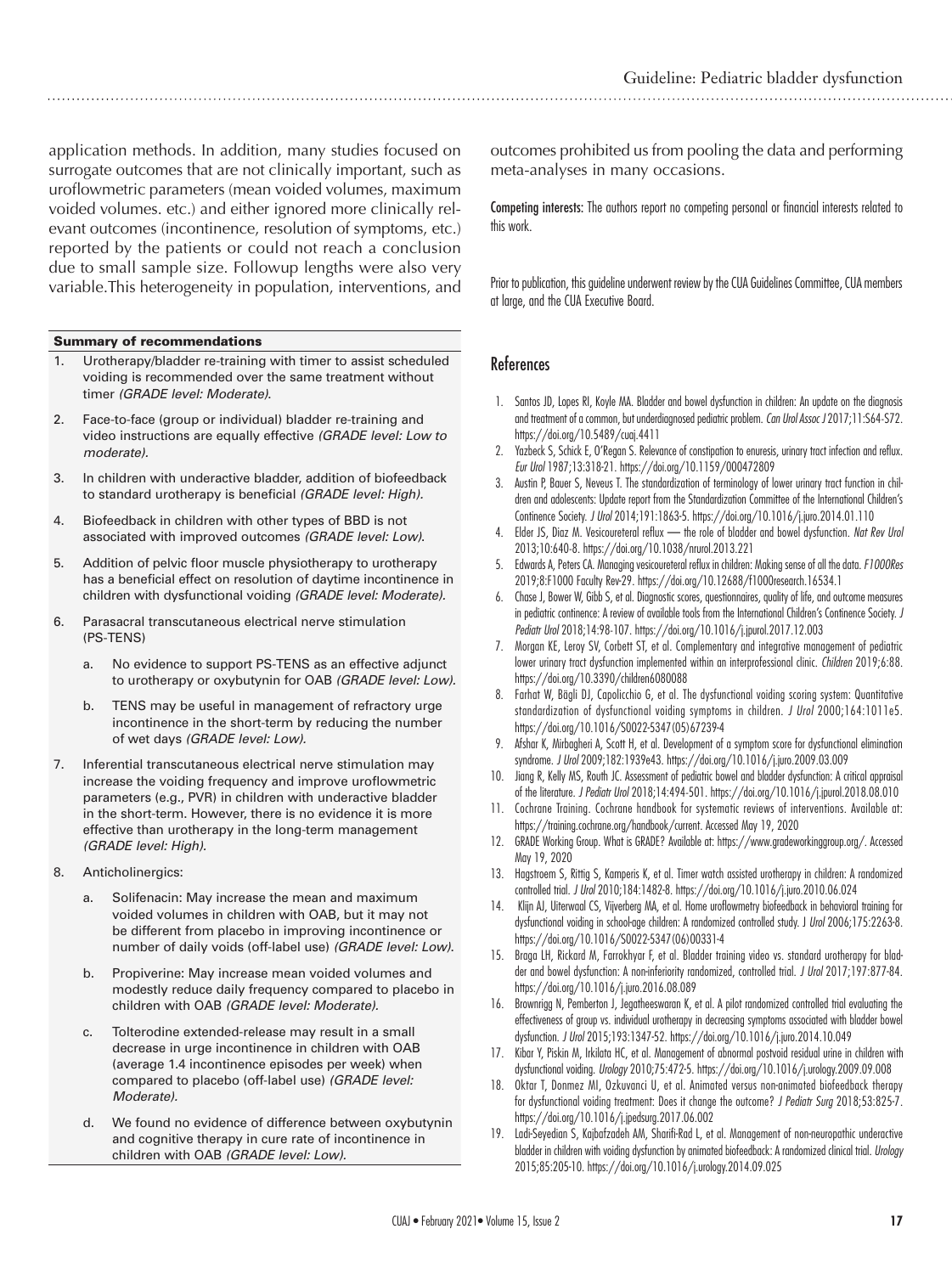application methods. In addition, many studies focused on surrogate outcomes that are not clinically important, such as uroflowmetric parameters (mean voided volumes, maximum voided volumes. etc.) and either ignored more clinically relevant outcomes (incontinence, resolution of symptoms, etc.) reported by the patients or could not reach a conclusion due to small sample size. Followup lengths were also very variable.This heterogeneity in population, interventions, and outcomes prohibited us from pooling the data and performing meta-analyses in many occasions.

**Summary of recommendations**

1. Urotherapy/bladder re-training with timer to assist scheduled voiding is recommended over the same treatment without timer *(GRADE level: Moderate)*.
2. Face-to-face (group or individual) bladder re-training and video instructions are equally effective *(GRADE level: Low to moderate)*.
3. In children with underactive bladder, addition of biofeedback to standard urotherapy is beneficial *(GRADE level: High)*.
4. Biofeedback in children with other types of BBD is not associated with improved outcomes *(GRADE level: Low)*.
5. Addition of pelvic floor muscle physiotherapy to urotherapy has a beneficial effect on resolution of daytime incontinence in children with dysfunctional voiding *(GRADE level: Moderate)*.
6. Parasacral transcutaneous electrical nerve stimulation (PS-TENS)
   a. No evidence to support PS-TENS as an effective adjunct to urotherapy or oxybutynin for OAB *(GRADE level: Low)*.
   b. TENS may be useful in management of refractory urge incontinence in the short-term by reducing the number of wet days *(GRADE level: Low)*.
7. Inferential transcutaneous electrical nerve stimulation may increase the voiding frequency and improve uroflowmetric parameters (e.g., PVR) in children with underactive bladder in the short-term. However, there is no evidence it is more effective than urotherapy in the long-term management *(GRADE level: High)*.
8. Anticholinergics:
   a. Solifenacin: May increase the mean and maximum voided volumes in children with OAB, but it may not be different from placebo in improving incontinence or number of daily voids (off-label use) *(GRADE level: Low)*.
   b. Propiverine: May increase mean voided volumes and modestly reduce daily frequency compared to placebo in children with OAB *(GRADE level: Moderate)*.
   c. Tolterodine extended-release may result in a small decrease in urge incontinence in children with OAB (average 1.4 incontinence episodes per week) when compared to placebo (off-label use) *(GRADE level: Moderate)*.
   d. We found no evidence of difference between oxybutynin and cognitive therapy in cure rate of incontinence in children with OAB *(GRADE level: Low)*.

Competing interests: The authors report no competing personal or financial interests related to this work.

Prior to publication, this guideline underwent review by the CUA Guidelines Committee, CUA members at large, and the CUA Executive Board.

## References

1. Santos JD, Lopes RI, Koyle MA. Bladder and bowel dysfunction in children: An update on the diagnosis and treatment of a common, but underdiagnosed pediatric problem. *Can Urol Assoc J* 2017;11:S64-S72. https://doi.org/10.5489/cuaj.4411
2. Yazbeck S, Schick E, O'Regan S. Relevance of constipation to enuresis, urinary tract infection and reflux. *Eur Urol* 1987;13:318-21. https://doi.org/10.1159/000472809
3. Austin P, Bauer S, Neveus T. The standardization of terminology of lower urinary tract function in children and adolescents: Update report from the Standardization Committee of the International Children's Continence Society. *J Urol* 2014;191:1863-5. https://doi.org/10.1016/j.juro.2014.01.110
4. Elder JS, Diaz M. Vesicoureteral reflux — the role of bladder and bowel dysfunction. *Nat Rev Urol* 2013;10:640-8. https://doi.org/10.1038/nrurol.2013.221
5. Edwards A, Peters CA. Managing vesicoureteral reflux in children: Making sense of all the data. *F1000Res* 2019;8:F1000 Faculty Rev-29. https://doi.org/10.12688/f1000research.16534.1
6. Chase J, Bower W, Gibb S, et al. Diagnostic scores, questionnaires, quality of life, and outcome measures in pediatric continence: A review of available tools from the International Children's Continence Society. *J Pediatr Urol* 2018;14:98-107. https://doi.org/10.1016/j.jpurol.2017.12.003
7. Morgan KE, Leroy SV, Corbett ST, et al. Complementary and integrative management of pediatric lower urinary tract dysfunction implemented within an interprofessional clinic. *Children* 2019;6:88. https://doi.org/10.3390/children6080088
8. Farhat W, Bägli DJ, Capolicchio G, et al. The dysfunctional voiding scoring system: Quantitative standardization of dysfunctional voiding symptoms in children. *J Urol* 2000;164:1011e5. https://doi.org/10.1016/S0022-5347(05)67239-4
9. Afshar K, Mirbagheri A, Scott H, et al. Development of a symptom score for dysfunctional elimination syndrome. *J Urol* 2009;182:1939e43. https://doi.org/10.1016/j.juro.2009.03.009
10. Jiang R, Kelly MS, Routh JC. Assessment of pediatric bowel and bladder dysfunction: A critical appraisal of the literature. *J Pediatr Urol* 2018;14:494-501. https://doi.org/10.1016/j.jpurol.2018.08.010
11. Cochrane Training. Cochrane handbook for systematic reviews of interventions. Available at: https://training.cochrane.org/handbook/current. Accessed May 19, 2020
12. GRADE Working Group. What is GRADE? Available at: https://www.gradeworkinggroup.org/. Accessed May 19, 2020
13. Hagstroem S, Rittig S, Kamperis K, et al. Timer watch assisted urotherapy in children: A randomized controlled trial. *J Urol* 2010;184:1482-8. https://doi.org/10.1016/j.juro.2010.06.024
14. Klijn AJ, Uiterwaal CS, Vijverberg MA, et al. Home uroflowmetry biofeedback in behavioral training for dysfunctional voiding in school-age children: A randomized controlled study. J *Urol* 2006;175:2263-8. https://doi.org/10.1016/S0022-5347(06)00331-4
15. Braga LH, Rickard M, Farrokhyar F, et al. Bladder training video vs. standard urotherapy for bladder and bowel dysfunction: A non-inferiority randomized, controlled trial. *J Urol* 2017;197:877-84. https://doi.org/10.1016/j.juro.2016.08.089
16. Brownrigg N, Pemberton J, Jegatheeswaran K, et al. A pilot randomized controlled trial evaluating the effectiveness of group vs. individual urotherapy in decreasing symptoms associated with bladder bowel dysfunction. *J Urol* 2015;193:1347-52. https://doi.org/10.1016/j.juro.2014.10.049
17. Kibar Y, Piskin M, Irkilata HC, et al. Management of abnormal postvoid residual urine in children with dysfunctional voiding. *Urology* 2010;75:472-5. https://doi.org/10.1016/j.urology.2009.09.008
18. Oktar T, Donmez MI, Ozkuvanci U, et al. Animated versus non-animated biofeedback therapy for dysfunctional voiding treatment: Does it change the outcome? *J Pediatr Surg* 2018;53:825-7. https://doi.org/10.1016/j.jpedsurg.2017.06.002
19. Ladi-Seyedian S, Kajbafzadeh AM, Sharifi-Rad L, et al. Management of non-neuropathic underactive bladder in children with voiding dysfunction by animated biofeedback: A randomized clinical trial. *Urology* 2015;85:205-10. https://doi.org/10.1016/j.urology.2014.09.025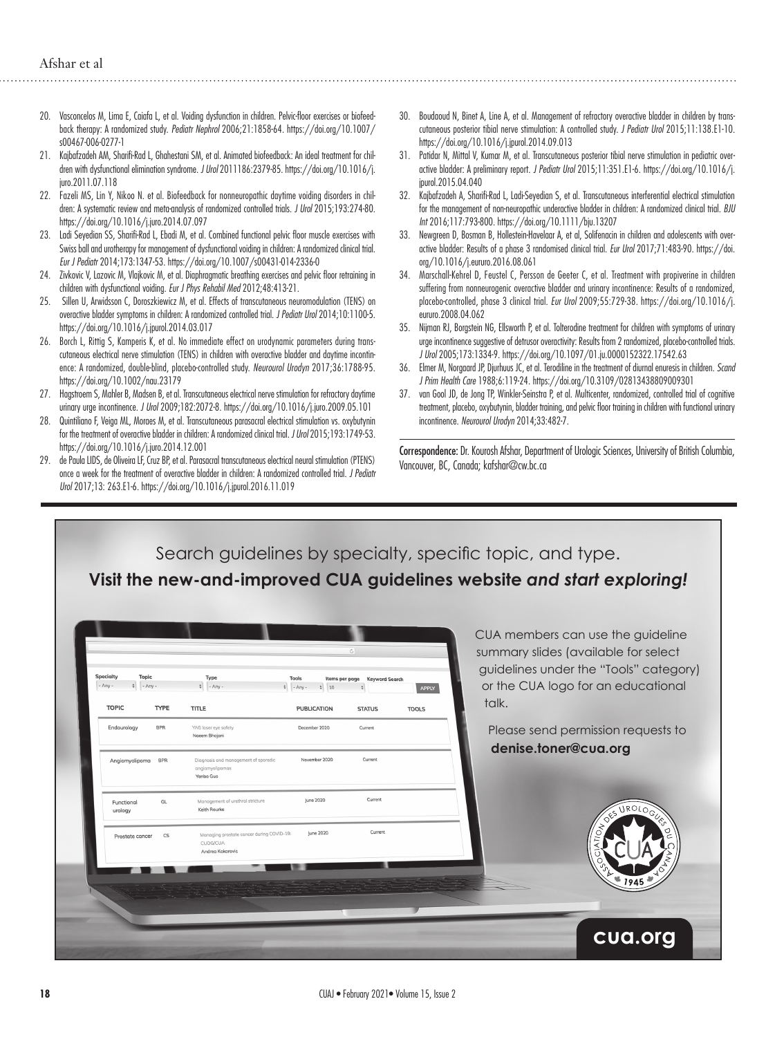20. Vasconcelos M, Lima E, Caiafa L, et al. Voiding dysfunction in children. Pelvic-floor exercises or biofeedback therapy: A randomized study. *Pediatr Nephrol* 2006;21:1858-64. https://doi.org/10.1007/s00467-006-0277-1
21. Kajbafzadeh AM, Sharifi-Rad L, Ghahestani SM, et al. Animated biofeedback: An ideal treatment for children with dysfunctional elimination syndrome. *J Urol* 2011186:2379-85. https://doi.org/10.1016/j.juro.2011.07.118
22. Fazeli MS, Lin Y, Nikoo N. et al. Biofeedback for nonneuropathic daytime voiding disorders in children: A systematic review and meta-analysis of randomized controlled trials. *J Urol* 2015;193:274-80. https://doi.org/10.1016/j.juro.2014.07.097
23. Ladi Seyedian SS, Sharifi-Rad L, Ebadi M, et al. Combined functional pelvic floor muscle exercises with Swiss ball and urotherapy for management of dysfunctional voiding in children: A randomized clinical trial. *Eur J Pediatr* 2014;173:1347-53. https://doi.org/10.1007/s00431-014-2336-0
24. Zivkovic V, Lazovic M, Vlajkovic M, et al. Diaphragmatic breathing exercises and pelvic floor retraining in children with dysfunctional voiding. *Eur J Phys Rehabil Med* 2012;48:413-21.
25. Sillen U, Arwidsson C, Doroszkiewicz M, et al. Effects of transcutaneous neuromodulation (TENS) on overactive bladder symptoms in children: A randomized controlled trial. *J Pediatr Urol* 2014;10:1100-5. https://doi.org/10.1016/j.jpurol.2014.03.017
26. Borch L, Rittig S, Kamperis K, et al. No immediate effect on urodynamic parameters during transcutaneous electrical nerve stimulation (TENS) in children with overactive bladder and daytime incontinence: A randomized, double-blind, placebo-controlled study. *Neurourol Urodyn* 2017;36:1788-95. https://doi.org/10.1002/nau.23179
27. Hagstroem S, Mahler B, Madsen B, et al. Transcutaneous electrical nerve stimulation for refractory daytime urinary urge incontinence. *J Urol* 2009;182:2072-8. https://doi.org/10.1016/j.juro.2009.05.101
28. Quintiliano F, Veiga ML, Moraes M, et al. Transcutaneous parasacral electrical stimulation vs. oxybutynin for the treatment of overactive bladder in children: A randomized clinical trial. *J Urol* 2015;193:1749-53. https://doi.org/10.1016/j.juro.2014.12.001
29. de Paula LIDS, de Oliveira LF, Cruz BP, et al. Parasacral transcutaneous electrical neural stimulation (PTENS) once a week for the treatment of overactive bladder in children: A randomized controlled trial. *J Pediatr Urol* 2017;13: 263.E1-6. https://doi.org/10.1016/j.jpurol.2016.11.019
30. Boudaoud N, Binet A, Line A, et al. Management of refractory overactive bladder in children by transcutaneous posterior tibial nerve stimulation: A controlled study. *J Pediatr Urol* 2015;11:138.E1-10. https://doi.org/10.1016/j.jpurol.2014.09.013
31. Patidar N, Mittal V, Kumar M, et al. Transcutaneous posterior tibial nerve stimulation in pediatric overactive bladder: A preliminary report. *J Pediatr Urol* 2015;11:351.E1-6. https://doi.org/10.1016/j.jpurol.2015.04.040
32. Kajbafzadeh A, Sharifi-Rad L, Ladi-Seyedian S, et al. Transcutaneous interferential electrical stimulation for the management of non-neuropathic underactive bladder in children: A randomized clinical trial. *BJU Int* 2016;117:793-800. https://doi.org/10.1111/bju.13207
33. Newgreen D, Bosman B, Hollestein-Havelaar A, et al, Solifenacin in children and adolescents with overactive bladder: Results of a phase 3 randomised clinical trial. *Eur Urol* 2017;71:483-90. https://doi.org/10.1016/j.eururo.2016.08.061
34. Marschall-Kehrel D, Feustel C, Persson de Geeter C, et al. Treatment with propiverine in children suffering from nonneurogenic overactive bladder and urinary incontinence: Results of a randomized, placebo-controlled, phase 3 clinical trial. *Eur Urol* 2009;55:729-38. https://doi.org/10.1016/j.eururo.2008.04.062
35. Nijman RJ, Borgstein NG, Ellsworth P, et al. Tolterodine treatment for children with symptoms of urinary urge incontinence suggestive of detrusor overactivity: Results from 2 randomized, placebo-controlled trials. *J Urol* 2005;173:1334-9. https://doi.org/10.1097/01.ju.0000152322.17542.63
36. Elmer M, Norgaard JP, Djurhuus JC, et al. Terodiline in the treatment of diurnal enuresis in children. *Scand J Prim Health Care* 1988;6:119-24. https://doi.org/10.3109/02813438809009301
37. van Gool JD, de Jong TP, Winkler-Seinstra P, et al. Multicenter, randomized, controlled trial of cognitive treatment, placebo, oxybutynin, bladder training, and pelvic floor training in children with functional urinary incontinence. *Neurourol Urodyn* 2014;33:482-7.

**Correspondence:** Dr. Kourosh Afshar, Department of Urologic Sciences, University of British Columbia, Vancouver, BC, Canada; kafshar@cw.bc.ca

Search guidelines by specialty, specific topic, and type.

**Visit the new-and-improved CUA guidelines website *and start exploring!***

CUA members can use the guideline summary slides (available for select guidelines under the "Tools" category) or the CUA logo for an educational talk.

Please send permission requests to **denise.toner@cua.org**

**cua.org**